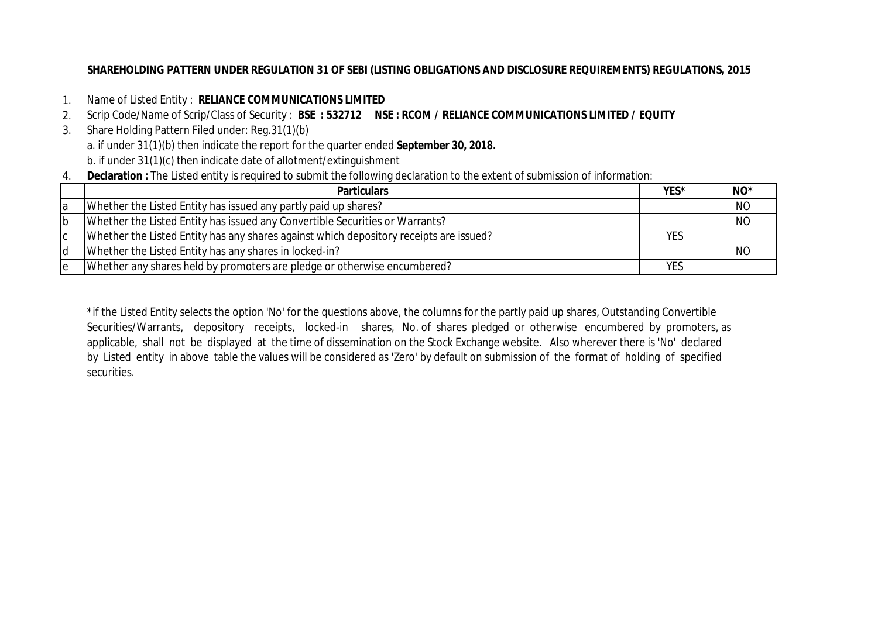**SHAREHOLDING PATTERN UNDER REGULATION 31 OF SEBI (LISTING OBLIGATIONS AND DISCLOSURE REQUIREMENTS) REGULATIONS, 2015**

1. Name of Listed Entity : **RELIANCE COMMUNICATIONS LIMITED**
2. Scrip Code/Name of Scrip/Class of Security : **BSE : 532712 NSE : RCOM / RELIANCE COMMUNICATIONS LIMITED / EQUITY**
3. Share Holding Pattern Filed under: Reg.31(1)(b)

   a. if under 31(1)(b) then indicate the report for the quarter ended **September 30, 2018.**

   b. if under 31(1)(c) then indicate date of allotment/extinguishment
4. **Declaration :** The Listed entity is required to submit the following declaration to the extent of submission of information:

| | Particulars | YES* | NO* |
|---|---|---|---|
| a | Whether the Listed Entity has issued any partly paid up shares? | | NO |
| b | Whether the Listed Entity has issued any Convertible Securities or Warrants? | | NO |
| c | Whether the Listed Entity has any shares against which depository receipts are issued? | YES | |
| d | Whether the Listed Entity has any shares in locked-in? | | NO |
| e | Whether any shares held by promoters are pledge or otherwise encumbered? | YES | |

*if the Listed Entity selects the option 'No' for the questions above, the columns for the partly paid up shares, Outstanding Convertible Securities/Warrants, depository receipts, locked-in shares, No. of shares pledged or otherwise encumbered by promoters, as applicable, shall not be displayed at the time of dissemination on the Stock Exchange website. Also wherever there is 'No' declared by Listed entity in above table the values will be considered as 'Zero' by default on submission of the format of holding of specified securities.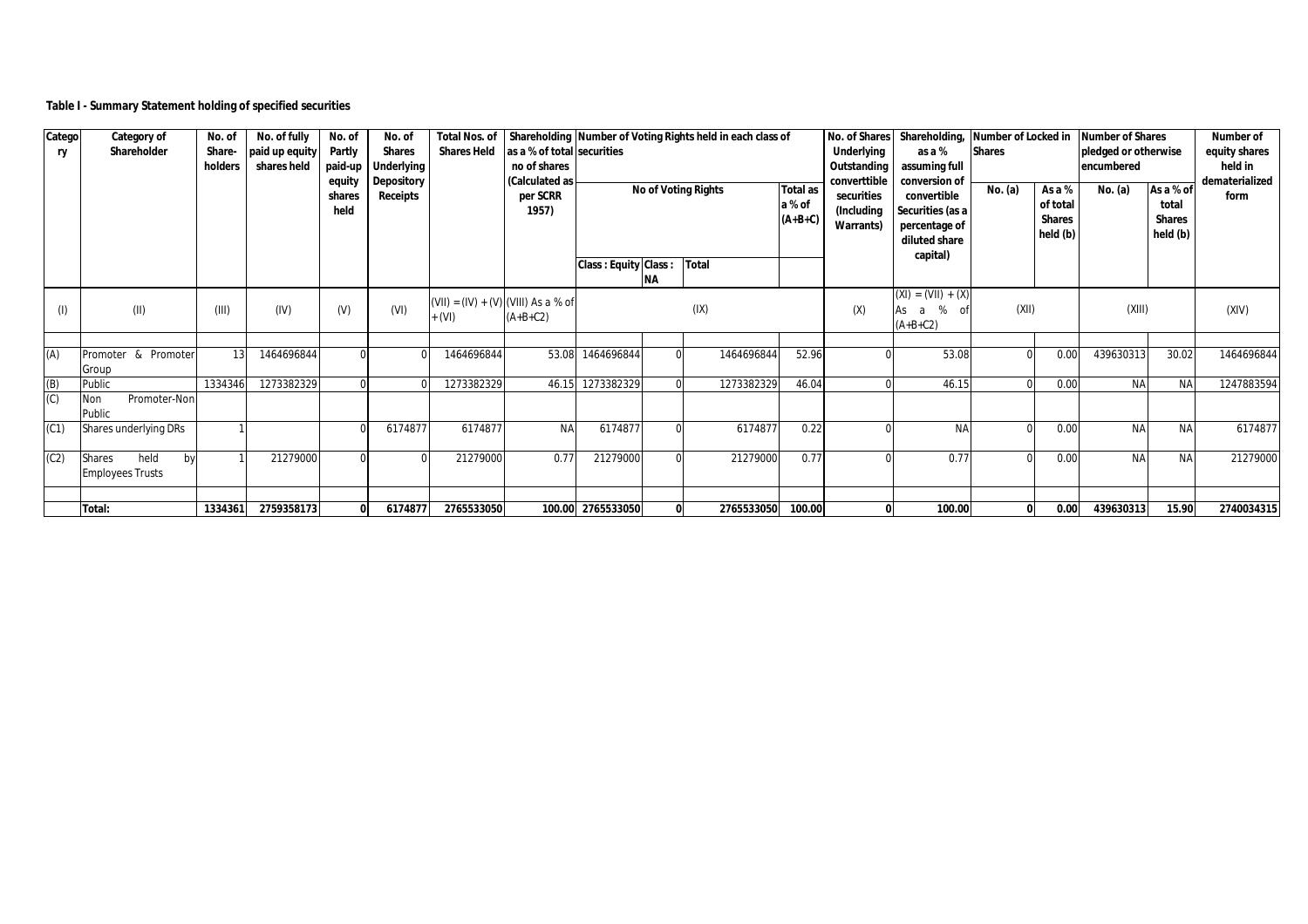**Table I - Summary Statement holding of specified securities**

| Category | Category of Shareholder | No. of Share-holders | No. of fully paid up equity shares held | No. of Partly paid-up equity shares held | No. of Shares Underlying Depository Receipts | Total Nos. of Shares Held | Shareholding as a % of total no of shares (Calculated as per SCRR 1957) | Number of Voting Rights held in each class of securities | | | | No. of Shares Underlying Outstanding converttible securities (Including Warrants) | Shareholding, as a % assuming full conversion of convertible Securities (as a percentage of diluted share capital) | Number of Locked in Shares | | Number of Shares pledged or otherwise encumbered | | Number of equity shares held in dematerialized form |
|---|---|---|---|---|---|---|---|---|---|---|---|---|---|---|---|---|---|---|
| | | | | | | | | No of Voting Rights | | | Total as a % of (A+B+C) | | | No. (a) | As a % of total Shares held (b) | No. (a) | As a % of total Shares held (b) | |
| | | | | | | | | Class : Equity | Class : NA | Total | | | | | | | | |
| (I) | (II) | (III) | (IV) | (V) | (VI) | (VII) = (IV) + (V) + (VI) | (VIII) As a % of (A+B+C2) | (IX) | | | | (X) | (XI) = (VII) + (X) As a % of (A+B+C2) | (XII) | | (XIII) | | (XIV) |
| (A) | Promoter & Promoter Group | 13 | 1464696844 | 0 | 0 | 1464696844 | 53.08 | 1464696844 | 0 | 1464696844 | 52.96 | 0 | 53.08 | 0 | 0.00 | 439630313 | 30.02 | 1464696844 |
| (B) | Public | 1334346 | 1273382329 | 0 | 0 | 1273382329 | 46.15 | 1273382329 | 0 | 1273382329 | 46.04 | 0 | 46.15 | 0 | 0.00 | NA | NA | 1247883594 |
| (C) | Non Promoter-Non Public | | | | | | | | | | | | | | | | | |
| (C1) | Shares underlying DRs | 1 | | 0 | 6174877 | 6174877 | NA | 6174877 | 0 | 6174877 | 0.22 | 0 | NA | 0 | 0.00 | NA | NA | 6174877 |
| (C2) | Shares held by Employees Trusts | 1 | 21279000 | 0 | 0 | 21279000 | 0.77 | 21279000 | 0 | 21279000 | 0.77 | 0 | 0.77 | 0 | 0.00 | NA | NA | 21279000 |
| | **Total:** | **1334361** | **2759358173** | **0** | **6174877** | **2765533050** | **100.00** | **2765533050** | **0** | **2765533050** | **100.00** | **0** | **100.00** | **0** | **0.00** | **439630313** | **15.90** | **2740034315** |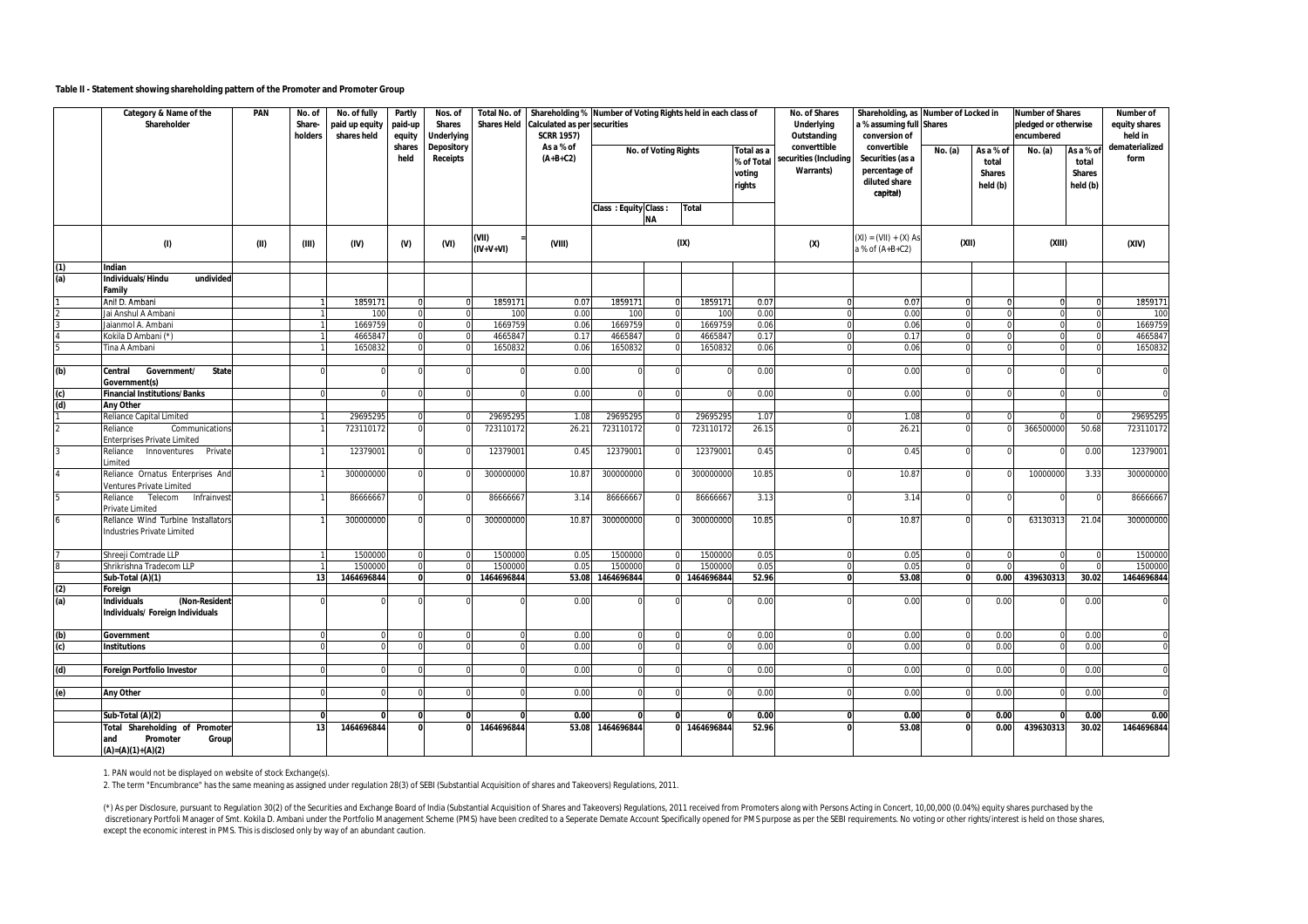**Table II - Statement showing shareholding pattern of the Promoter and Promoter Group**

| | Category & Name of the Shareholder | PAN | No. of Share-holders | No. of fully paid up equity shares held | Partly paid-up equity shares held | Nos. of Shares Underlying Depository Receipts | Total No. of Shares Held | Shareholding % Calculated as per SCRR 1957) As a % of (A+B+C2) | Number of Voting Rights held in each class of securities | | | | No. of Shares Underlying Outstanding converttible securities (Including Warrants) | Shareholding, as a % assuming full conversion of convertible Securities (as a percentage of diluted share capital) | Number of Locked in Shares | | Number of Shares pledged or otherwise encumbered | | Number of equity shares held in dematerialized form |
|---|---|---|---|---|---|---|---|---|---|---|---|---|---|---|---|---|---|---|---|
| | | | | | | | | | No. of Voting Rights | | | Total as a % of Total voting rights | | | No. (a) | As a % of total Shares held (b) | No. (a) | As a % of total Shares held (b) | |
| | | | | | | | | | Class : Equity | Class : NA | Total | | | | | | | | |
| | (I) | (II) | (III) | (IV) | (V) | (VI) | (VII) = (IV+V+VI) | (VIII) | (IX) | | | | (X) | (XI) = (VII) + (X) As a % of (A+B+C2) | (XII) | | (XIII) | | (XIV) |
| (1) | Indian | | | | | | | | | | | | | | | | | | |
| (a) | Individuals/Hindu undivided Family | | | | | | | | | | | | | | | | | | |
| 1 | Anil D. Ambani | | 1 | 1859171 | 0 | 0 | 1859171 | 0.07 | 1859171 | 0 | 1859171 | 0.07 | 0 | 0.07 | 0 | 0 | 0 | 0 | 1859171 |
| 2 | Jai Anshul A Ambani | | 1 | 100 | 0 | 0 | 100 | 0.00 | 100 | 0 | 100 | 0.00 | 0 | 0.00 | 0 | 0 | 0 | 0 | 100 |
| 3 | Jaianmol A. Ambani | | 1 | 1669759 | 0 | 0 | 1669759 | 0.06 | 1669759 | 0 | 1669759 | 0.06 | 0 | 0.06 | 0 | 0 | 0 | 0 | 1669759 |
| 4 | Kokila D Ambani (*) | | 1 | 4665847 | 0 | 0 | 4665847 | 0.17 | 4665847 | 0 | 4665847 | 0.17 | 0 | 0.17 | 0 | 0 | 0 | 0 | 4665847 |
| 5 | Tina A Ambani | | 1 | 1650832 | 0 | 0 | 1650832 | 0.06 | 1650832 | 0 | 1650832 | 0.06 | 0 | 0.06 | 0 | 0 | 0 | 0 | 1650832 |
| (b) | Central Government/ State Government(s) | | 0 | 0 | 0 | 0 | 0 | 0.00 | 0 | 0 | 0 | 0.00 | 0 | 0.00 | 0 | 0 | 0 | 0 | 0 |
| (c) | Financial Institutions/Banks | | 0 | 0 | 0 | 0 | 0 | 0.00 | 0 | 0 | 0 | 0.00 | 0 | 0.00 | 0 | 0 | 0 | 0 | 0 |
| (d) | Any Other | | | | | | | | | | | | | | | | | | |
| 1 | Reliance Capital Limited | | 1 | 29695295 | 0 | 0 | 29695295 | 1.08 | 29695295 | 0 | 29695295 | 1.07 | 0 | 1.08 | 0 | 0 | 0 | 0 | 29695295 |
| 2 | Reliance Communications Enterprises Private Limited | | 1 | 723110172 | 0 | 0 | 723110172 | 26.21 | 723110172 | 0 | 723110172 | 26.15 | 0 | 26.21 | 0 | 0 | 366500000 | 50.68 | 723110172 |
| 3 | Reliance Innoventures Private Limited | | 1 | 12379001 | 0 | 0 | 12379001 | 0.45 | 12379001 | 0 | 12379001 | 0.45 | 0 | 0.45 | 0 | 0 | 0 | 0.00 | 12379001 |
| 4 | Reliance Ornatus Enterprises And Ventures Private Limited | | 1 | 300000000 | 0 | 0 | 300000000 | 10.87 | 300000000 | 0 | 300000000 | 10.85 | 0 | 10.87 | 0 | 0 | 10000000 | 3.33 | 300000000 |
| 5 | Reliance Telecom Infrainvest Private Limited | | 1 | 86666667 | 0 | 0 | 86666667 | 3.14 | 86666667 | 0 | 86666667 | 3.13 | 0 | 3.14 | 0 | 0 | 0 | 0 | 86666667 |
| 6 | Reliance Wind Turbine Installators Industries Private Limited | | 1 | 300000000 | 0 | 0 | 300000000 | 10.87 | 300000000 | 0 | 300000000 | 10.85 | 0 | 10.87 | 0 | 0 | 63130313 | 21.04 | 300000000 |
| 7 | Shreeji Comtrade LLP | | 1 | 1500000 | 0 | 0 | 1500000 | 0.05 | 1500000 | 0 | 1500000 | 0.05 | 0 | 0.05 | 0 | 0 | 0 | 0 | 1500000 |
| 8 | Shrikrishna Tradecom LLP | | 1 | 1500000 | 0 | 0 | 1500000 | 0.05 | 1500000 | 0 | 1500000 | 0.05 | 0 | 0.05 | 0 | 0 | 0 | 0 | 1500000 |
| | **Sub-Total (A)(1)** | | **13** | **1464696844** | **0** | **0** | **1464696844** | **53.08** | **1464696844** | **0** | **1464696844** | **52.96** | **0** | **53.08** | **0** | **0.00** | **439630313** | **30.02** | **1464696844** |
| (2) | Foreign | | | | | | | | | | | | | | | | | | |
| (a) | Individuals (Non-Resident Individuals/ Foreign Individuals | | 0 | 0 | 0 | 0 | 0 | 0.00 | 0 | 0 | 0 | 0.00 | 0 | 0.00 | 0 | 0.00 | 0 | 0.00 | 0 |
| (b) | Government | | 0 | 0 | 0 | 0 | 0 | 0.00 | 0 | 0 | 0 | 0.00 | 0 | 0.00 | 0 | 0.00 | 0 | 0.00 | 0 |
| (c) | Institutions | | 0 | 0 | 0 | 0 | 0 | 0.00 | 0 | 0 | 0 | 0.00 | 0 | 0.00 | 0 | 0.00 | 0 | 0.00 | 0 |
| (d) | Foreign Portfolio Investor | | 0 | 0 | 0 | 0 | 0 | 0.00 | 0 | 0 | 0 | 0.00 | 0 | 0.00 | 0 | 0.00 | 0 | 0.00 | 0 |
| (e) | Any Other | | 0 | 0 | 0 | 0 | 0 | 0.00 | 0 | 0 | 0 | 0.00 | 0 | 0.00 | 0 | 0.00 | 0 | 0.00 | 0 |
| | **Sub-Total (A)(2)** | | **0** | **0** | **0** | **0** | **0** | **0.00** | **0** | **0** | **0** | **0.00** | **0** | **0.00** | **0** | **0.00** | **0** | **0.00** | **0.00** |
| | **Total Shareholding of Promoter and Promoter Group (A)=(A)(1)+(A)(2)** | | **13** | **1464696844** | **0** | **0** | **1464696844** | **53.08** | **1464696844** | **0** | **1464696844** | **52.96** | **0** | **53.08** | **0** | **0.00** | **439630313** | **30.02** | **1464696844** |

1. PAN would not be displayed on website of stock Exchange(s).

2. The term "Encumbrance" has the same meaning as assigned under regulation 28(3) of SEBI (Substantial Acquisition of shares and Takeovers) Regulations, 2011.

(*) As per Disclosure, pursuant to Regulation 30(2) of the Securities and Exchange Board of India (Substantial Acquisition of Shares and Takeovers) Regulations, 2011 received from Promoters along with Persons Acting in Concert, 10,00,000 (0.04%) equity shares purchased by the discretionary Portfoli Manager of Smt. Kokila D. Ambani under the Portfolio Management Scheme (PMS) have been credited to a Seperate Demate Account Specifically opened for PMS purpose as per the SEBI requirements. No voting or other rights/interest is held on those shares, except the economic interest in PMS. This is disclosed only by way of an abundant caution.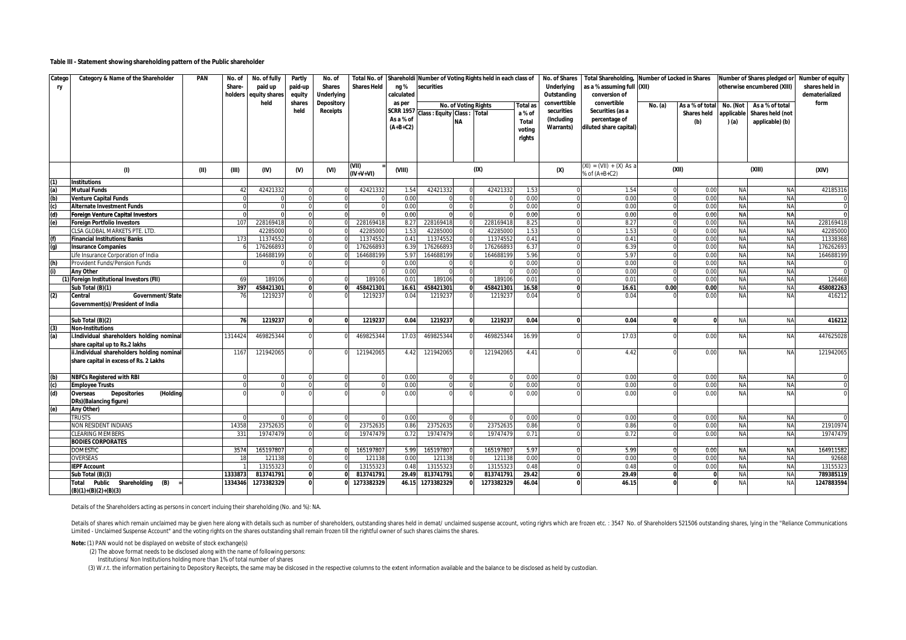**Table III - Statement showing shareholding pattern of the Public shareholder**

| Category | Category & Name of the Shareholder | PAN | No. of Share-holders | No. of fully paid up equity shares held | Partly paid-up equity shares held | No. of Shares Underlying Depository Receipts | Total No. of Shares Held | Shareholding % calculated as per SCRR 1957 As a % of (A+B+C2) | Number of Voting Rights held in each class of securities | | | | No. of Shares Underlying Outstanding converttible securities (Including Warrants) | Total Shareholding, as a % assuming full conversion of convertible Securities (as a percentage of diluted share capital) | Number of Locked in Shares (XII) | | Number of Shares pledged or otherwise encumbered (XIII) | | Number of equity shares held in dematerialized form |
|---|---|---|---|---|---|---|---|---|---|---|---|---|---|---|---|---|---|---|---|
| | | | | | | | | | No. of Voting Rights | | | Total as a % of Total voting rights | | | No. (a) | As a % of total Shares held (b) | No. (Not applicable ) (a) | As a % of total Shares held (not applicable) (b) | |
| | | | | | | | | | Class : Equity | Class : NA | Total | | | | | | | | |
| | (I) | (II) | (III) | (IV) | (V) | (VI) | (VII) = (IV+V+VI) | (VIII) | (IX) | | | | (X) | (XI) = (VII) + (X) As a % of (A+B+C2) | (XII) | | (XIII) | | (XIV) |
| (1) | Institutions | | | | | | | | | | | | | | | | | | |
| (a) | Mutual Funds | | 42 | 42421332 | 0 | 0 | 42421332 | 1.54 | 42421332 | 0 | 42421332 | 1.53 | 0 | 1.54 | 0 | 0.00 | NA | NA | 42185316 |
| (b) | Venture Capital Funds | | 0 | 0 | 0 | 0 | 0 | 0.00 | 0 | 0 | 0 | 0.00 | 0 | 0.00 | 0 | 0.00 | NA | NA | 0 |
| (c) | Alternate Investment Funds | | 0 | 0 | 0 | 0 | 0 | 0.00 | 0 | 0 | 0 | 0.00 | 0 | 0.00 | 0 | 0.00 | NA | NA | 0 |
| (d) | Foreign Venture Capital Investors | | 0 | 0 | 0 | 0 | 0 | 0.00 | 0 | 0 | 0 | 0.00 | 0 | 0.00 | 0 | 0.00 | NA | NA | 0 |
| (e) | Foreign Portfolio Investors | | 107 | 228169418 | 0 | 0 | 228169418 | 8.27 | 228169418 | 0 | 228169418 | 8.25 | 0 | 8.27 | 0 | 0.00 | NA | NA | 228169418 |
| | CLSA GLOBAL MARKETS PTE. LTD. | | | 42285000 | 0 | 0 | 42285000 | 1.53 | 42285000 | 0 | 42285000 | 1.53 | 0 | 1.53 | 0 | 0.00 | NA | NA | 42285000 |
| (f) | Financial Institutions/Banks | | 173 | 11374552 | 0 | 0 | 11374552 | 0.41 | 11374552 | 0 | 11374552 | 0.41 | 0 | 0.41 | 0 | 0.00 | NA | NA | 11338368 |
| (g) | Insurance Companies | | 6 | 176266893 | 0 | 0 | 176266893 | 6.39 | 176266893 | 0 | 176266893 | 6.37 | 0 | 6.39 | 0 | 0.00 | NA | NA | 176262693 |
| | Life Insurance Corporation of India | | | 164688199 | 0 | 0 | 164688199 | 5.97 | 164688199 | 0 | 164688199 | 5.96 | 0 | 5.97 | 0 | 0.00 | NA | NA | 164688199 |
| (h) | Provident Funds/Pension Funds | | 0 | 0 | 0 | 0 | 0 | 0.00 | 0 | 0 | 0 | 0.00 | 0 | 0.00 | 0 | 0.00 | NA | NA | 0 |
| (i) | Any Other | | | | | | 0 | 0.00 | 0 | 0 | 0 | 0.00 | 0 | 0.00 | 0 | 0.00 | NA | NA | 0 |
| | (1) Foreign Institutional Investors (FII) | | 69 | 189106 | 0 | 0 | 189106 | 0.01 | 189106 | 0 | 189106 | 0.01 | 0 | 0.01 | 0 | 0.00 | NA | NA | 126468 |
| | Sub Total (B)(1) | | 397 | 458421301 | 0 | 0 | 458421301 | 16.61 | 458421301 | 0 | 458421301 | 16.58 | 0 | 16.61 | 0.00 | 0.00 | NA | NA | 458082263 |
| (2) | Central Government/State Government(s)/President of India | | 76 | 1219237 | 0 | 0 | 1219237 | 0.04 | 1219237 | 0 | 1219237 | 0.04 | 0 | 0.04 | 0 | 0.00 | NA | NA | 416212 |
| | Sub Total (B)(2) | | 76 | 1219237 | 0 | 0 | 1219237 | 0.04 | 1219237 | 0 | 1219237 | 0.04 | 0 | 0.04 | 0 | 0 | NA | NA | 416212 |
| (3) | Non-Institutions | | | | | | | | | | | | | | | | | | |
| (a) | i.Individual shareholders holding nominal share capital up to Rs.2 lakhs | | 1314424 | 469825344 | 0 | 0 | 469825344 | 17.03 | 469825344 | 0 | 469825344 | 16.99 | 0 | 17.03 | 0 | 0.00 | NA | NA | 447625028 |
| | ii.Individual shareholders holding nominal share capital in excess of Rs. 2 Lakhs | | 1167 | 121942065 | 0 | 0 | 121942065 | 4.42 | 121942065 | 0 | 121942065 | 4.41 | 0 | 4.42 | 0 | 0.00 | NA | NA | 121942065 |
| (b) | NBFCs Registered with RBI | | 0 | 0 | 0 | 0 | 0 | 0.00 | 0 | 0 | 0 | 0.00 | 0 | 0.00 | 0 | 0.00 | NA | NA | 0 |
| (c) | Employee Trusts | | 0 | 0 | 0 | 0 | 0 | 0.00 | 0 | 0 | 0 | 0.00 | 0 | 0.00 | 0 | 0.00 | NA | NA | 0 |
| (d) | Overseas Depositories (Holding DRs)(Balancing figure) | | 0 | 0 | 0 | 0 | 0 | 0.00 | 0 | 0 | 0 | 0.00 | 0 | 0.00 | 0 | 0.00 | NA | NA | 0 |
| (e) | Any Other) | | | | | | | | | | | | | | | | | | |
| | TRUSTS | | 0 | 0 | 0 | 0 | 0 | 0.00 | 0 | 0 | 0 | 0.00 | 0 | 0.00 | 0 | 0.00 | NA | NA | 0 |
| | NON RESIDENT INDIANS | | 14358 | 23752635 | 0 | 0 | 23752635 | 0.86 | 23752635 | 0 | 23752635 | 0.86 | 0 | 0.86 | 0 | 0.00 | NA | NA | 21910974 |
| | CLEARING MEMBERS | | 331 | 19747479 | 0 | 0 | 19747479 | 0.72 | 19747479 | 0 | 19747479 | 0.71 | 0 | 0.72 | 0 | 0.00 | NA | NA | 19747479 |
| | BODIES CORPORATES | | | | | | | | | | | | | | | | | | |
| | DOMESTIC | | 3574 | 165197807 | 0 | 0 | 165197807 | 5.99 | 165197807 | 0 | 165197807 | 5.97 | 0 | 5.99 | 0 | 0.00 | NA | NA | 164911582 |
| | OVERSEAS | | 18 | 121138 | 0 | 0 | 121138 | 0.00 | 121138 | 0 | 121138 | 0.00 | 0 | 0.00 | 0 | 0.00 | NA | NA | 92668 |
| | IEPF Account | | 1 | 13155323 | 0 | 0 | 13155323 | 0.48 | 13155323 | 0 | 13155323 | 0.48 | 0 | 0.48 | 0 | 0.00 | NA | NA | 13155323 |
| | Sub Total (B)(3) | | 1333873 | 813741791 | 0 | 0 | 813741791 | 29.49 | 813741791 | 0 | 813741791 | 29.42 | 0 | 29.49 | 0 | 0 | NA | NA | 789385119 |
| | Total Public Shareholding (B) = (B)(1)+(B)(2)+(B)(3) | | 1334346 | 1273382329 | 0 | 0 | 1273382329 | 46.15 | 1273382329 | 0 | 1273382329 | 46.04 | 0 | 46.15 | 0 | 0 | NA | NA | 1247883594 |

Details of the Shareholders acting as persons in concert incluing their shareholding (No. and %): NA.

Details of shares which remain unclaimed may be given here along with details such as number of shareholders, outstanding shares held in demat/ unclaimed suspense account, voting righrs which are frozen etc. : 3547 No. of Shareholders 521506 outstanding shares, lying in the "Reliance Communications Limited - Unclaimed Suspense Account" and the voting rights on the shares outstanding shall remain frozen till the rightful owner of such shares claims the shares.

**Note:** (1) PAN would not be displayed on website of stock exchange(s)

(2) The above format needs to be disclosed along with the name of following persons:

Institutions/ Non Institutions holding more than 1% of total number of shares

(3) W.r.t. the information pertaining to Depository Receipts, the same may be dislcosed in the respective columns to the extent information available and the balance to be disclosed as held by custodian.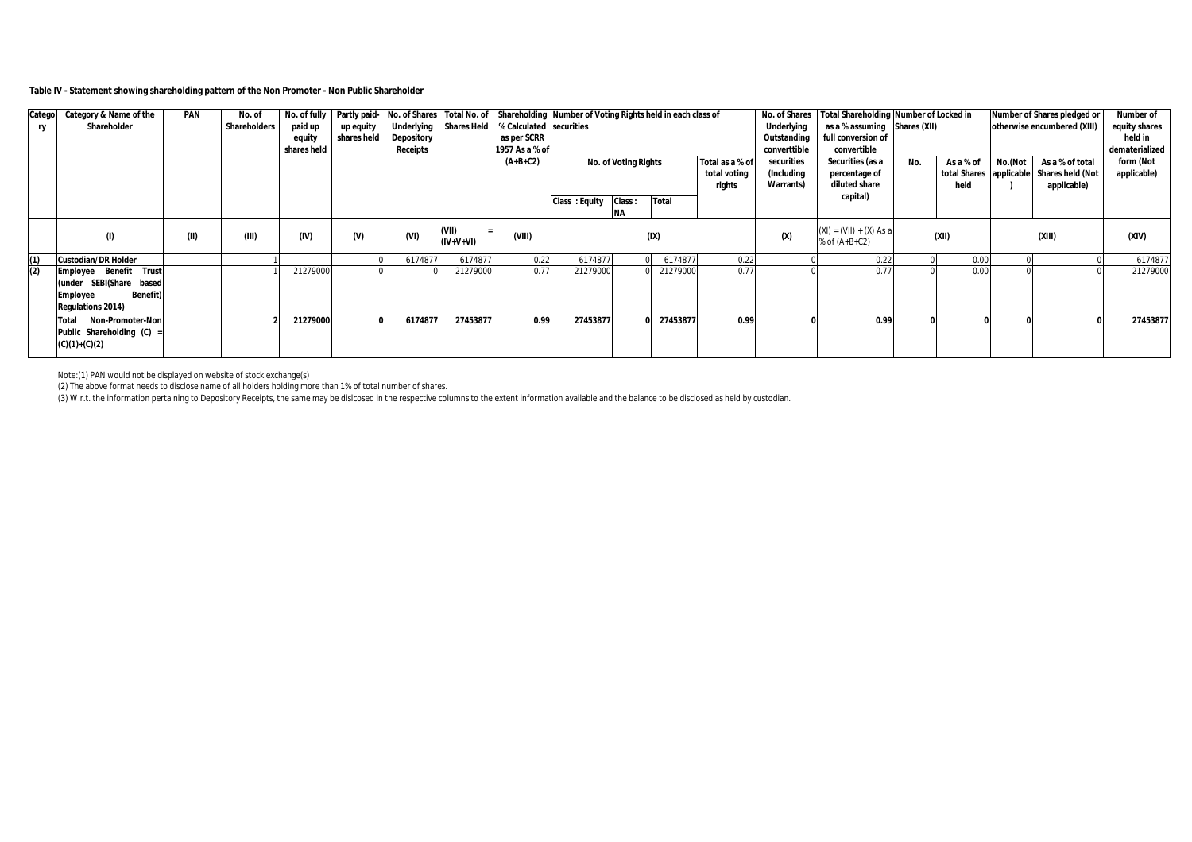**Table IV - Statement showing shareholding pattern of the Non Promoter - Non Public Shareholder**

| Category | Category & Name of the Shareholder | PAN | No. of Shareholders | No. of fully paid up equity shares held | Partly paid-up equity shares held | No. of Shares Underlying Depository Receipts | Total No. of Shares Held | Shareholding % Calculated as per SCRR 1957 As a % of (A+B+C2) | Number of Voting Rights held in each class of securities | | | | No. of Shares Underlying Outstanding converttible securities (Including Warrants) | Total Shareholding as a % assuming full conversion of convertible Securities (as a percentage of diluted share capital) | Number of Locked in Shares (XII) | | Number of Shares pledged or otherwise encumbered (XIII) | | Number of equity shares held in dematerialized form (Not applicable) |
|---|---|---|---|---|---|---|---|---|---|---|---|---|---|---|---|---|---|---|---|
| | | | | | | | | | No. of Voting Rights | | | Total as a % of total voting rights | | | No. | As a % of total Shares held | No.(Not applicable ) | As a % of total Shares held (Not applicable) | |
| | | | | | | | | | Class : Equity | Class : NA | Total | | | | | | | | |
| | (I) | (II) | (III) | (IV) | (V) | (VI) | (VII) = (IV+V+VI) | (VIII) | (IX) | | | | (X) | (XI) = (VII) + (X) As a % of (A+B+C2) | (XII) | | (XIII) | | (XIV) |
| (1) | Custodian/DR Holder | | 1 | | 0 | 6174877 | 6174877 | 0.22 | 6174877 | 0 | 6174877 | 0.22 | 0 | 0.22 | 0 | 0.00 | 0 | 0 | 6174877 |
| (2) | Employee Benefit Trust (under SEBI(Share based Employee Benefit) Regulations 2014) | | 1 | 21279000 | 0 | 0 | 21279000 | 0.77 | 21279000 | 0 | 21279000 | 0.77 | 0 | 0.77 | 0 | 0.00 | 0 | 0 | 21279000 |
| | **Total Non-Promoter-Non Public Shareholding (C) = (C)(1)+(C)(2)** | | **2** | **21279000** | **0** | **6174877** | **27453877** | **0.99** | **27453877** | **0** | **27453877** | **0.99** | **0** | **0.99** | **0** | **0** | **0** | **0** | **27453877** |

Note:(1) PAN would not be displayed on website of stock exchange(s)

(2) The above format needs to disclose name of all holders holding more than 1% of total number of shares.

(3) W.r.t. the information pertaining to Depository Receipts, the same may be dislcosed in the respective columns to the extent information available and the balance to be disclosed as held by custodian.